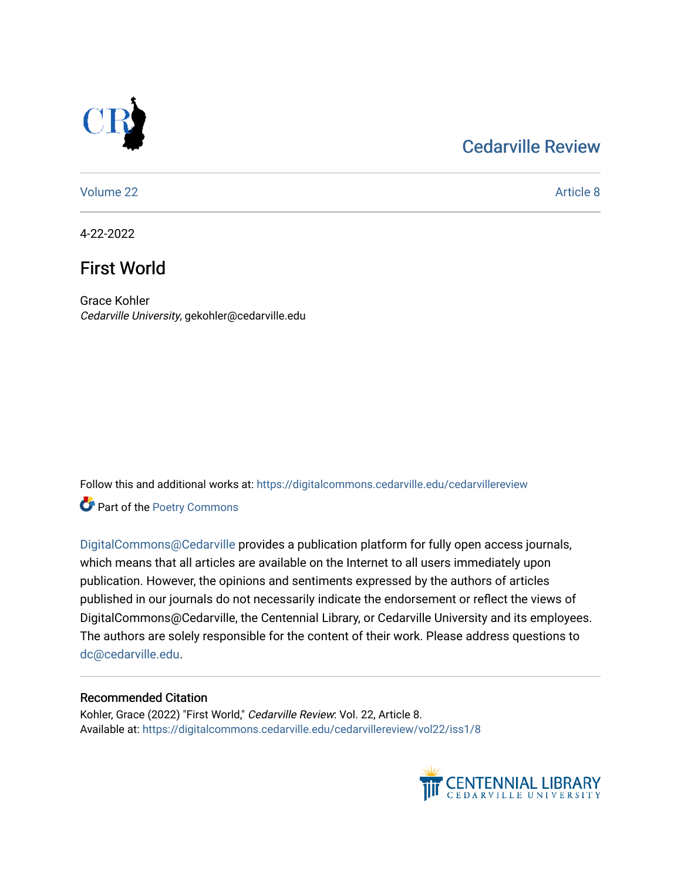Cedarville Review

Volume 22 | Article 8

4-22-2022

# First World

Grace Kohler
*Cedarville University*, gekohler@cedarville.edu

Follow this and additional works at: https://digitalcommons.cedarville.edu/cedarvillereview

Part of the Poetry Commons

DigitalCommons@Cedarville provides a publication platform for fully open access journals, which means that all articles are available on the Internet to all users immediately upon publication. However, the opinions and sentiments expressed by the authors of articles published in our journals do not necessarily indicate the endorsement or reflect the views of DigitalCommons@Cedarville, the Centennial Library, or Cedarville University and its employees. The authors are solely responsible for the content of their work. Please address questions to dc@cedarville.edu.

## Recommended Citation

Kohler, Grace (2022) "First World," *Cedarville Review*: Vol. 22, Article 8.
Available at: https://digitalcommons.cedarville.edu/cedarvillereview/vol22/iss1/8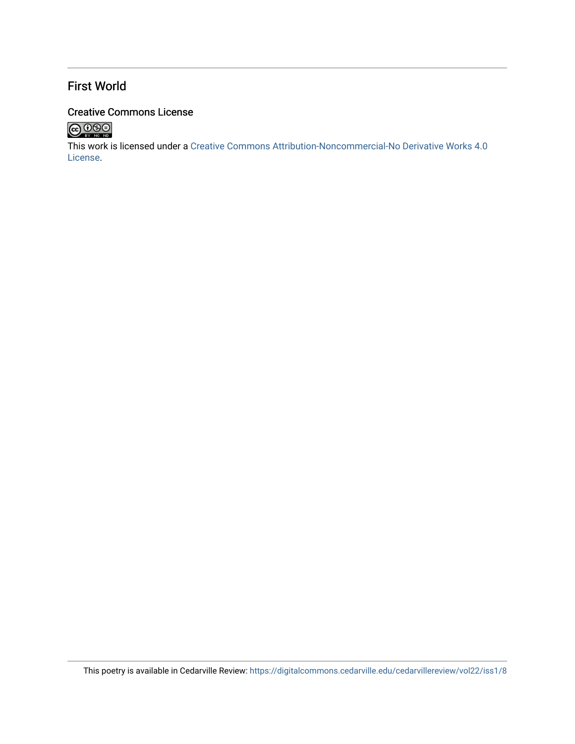## First World

### Creative Commons License

This work is licensed under a Creative Commons Attribution-Noncommercial-No Derivative Works 4.0 License.

This poetry is available in Cedarville Review: https://digitalcommons.cedarville.edu/cedarvillereview/vol22/iss1/8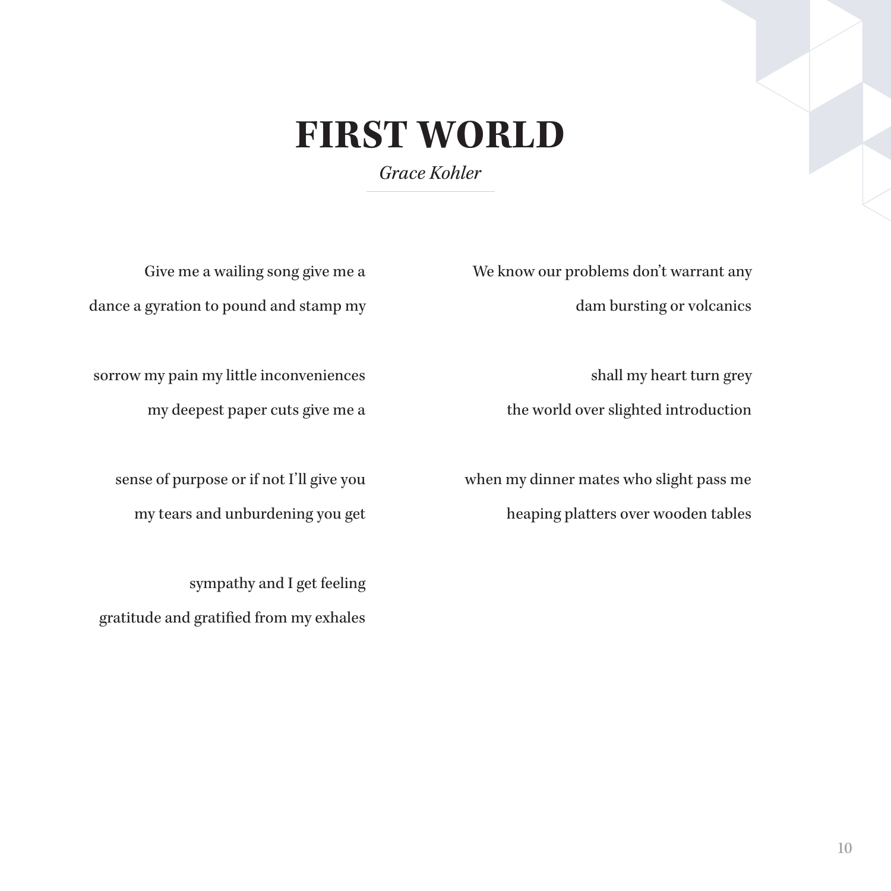# FIRST WORLD

*Grace Kohler*

Give me a wailing song give me a
dance a gyration to pound and stamp my

sorrow my pain my little inconveniences
my deepest paper cuts give me a

sense of purpose or if not I'll give you
my tears and unburdening you get

sympathy and I get feeling
gratitude and gratified from my exhales

We know our problems don't warrant any
dam bursting or volcanics

shall my heart turn grey
the world over slighted introduction

when my dinner mates who slight pass me
heaping platters over wooden tables